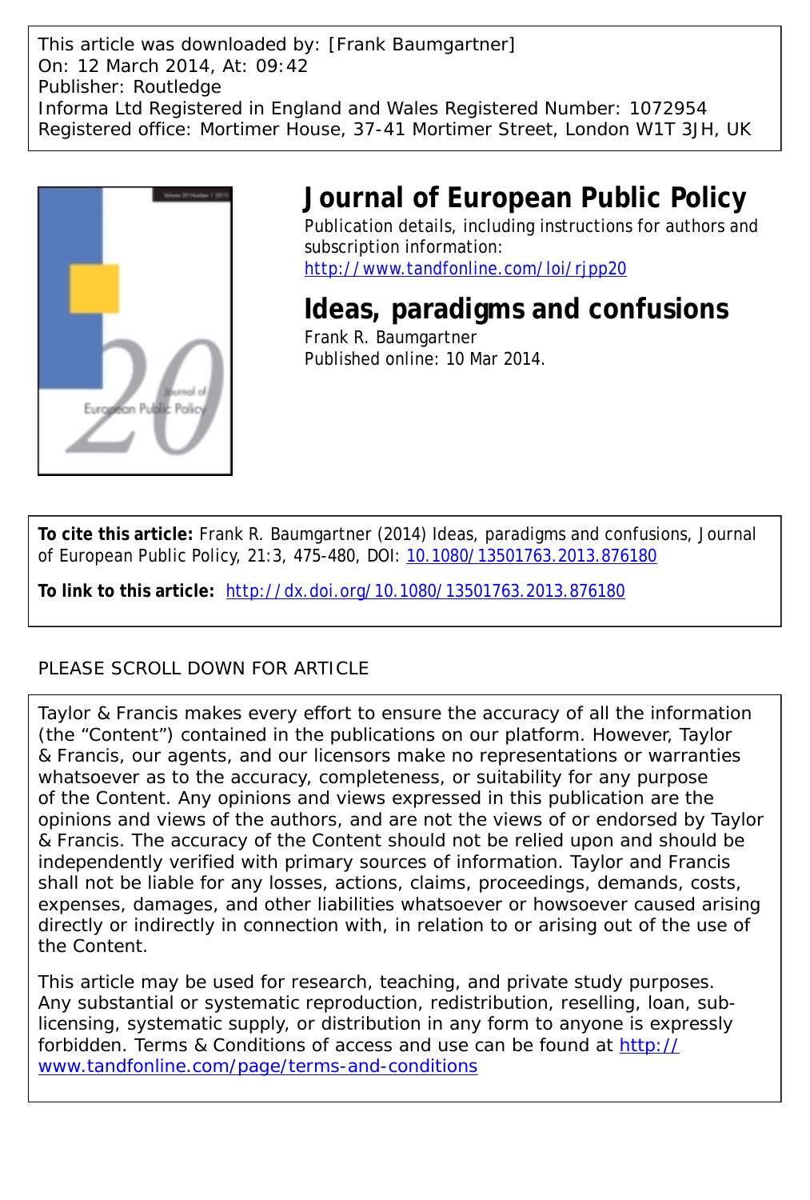This article was downloaded by: [Frank Baumgartner]
On: 12 March 2014, At: 09:42
Publisher: Routledge
Informa Ltd Registered in England and Wales Registered Number: 1072954
Registered office: Mortimer House, 37-41 Mortimer Street, London W1T 3JH, UK

# Journal of European Public Policy

Publication details, including instructions for authors and subscription information:
http://www.tandfonline.com/loi/rjpp20

## Ideas, paradigms and confusions

Frank R. Baumgartner

Published online: 10 Mar 2014.

**To cite this article:** Frank R. Baumgartner (2014) Ideas, paradigms and confusions, Journal of European Public Policy, 21:3, 475-480, DOI: 10.1080/13501763.2013.876180

**To link to this article:** http://dx.doi.org/10.1080/13501763.2013.876180

PLEASE SCROLL DOWN FOR ARTICLE

Taylor & Francis makes every effort to ensure the accuracy of all the information (the "Content") contained in the publications on our platform. However, Taylor & Francis, our agents, and our licensors make no representations or warranties whatsoever as to the accuracy, completeness, or suitability for any purpose of the Content. Any opinions and views expressed in this publication are the opinions and views of the authors, and are not the views of or endorsed by Taylor & Francis. The accuracy of the Content should not be relied upon and should be independently verified with primary sources of information. Taylor and Francis shall not be liable for any losses, actions, claims, proceedings, demands, costs, expenses, damages, and other liabilities whatsoever or howsoever caused arising directly or indirectly in connection with, in relation to or arising out of the use of the Content.

This article may be used for research, teaching, and private study purposes. Any substantial or systematic reproduction, redistribution, reselling, loan, sub-licensing, systematic supply, or distribution in any form to anyone is expressly forbidden. Terms & Conditions of access and use can be found at http://www.tandfonline.com/page/terms-and-conditions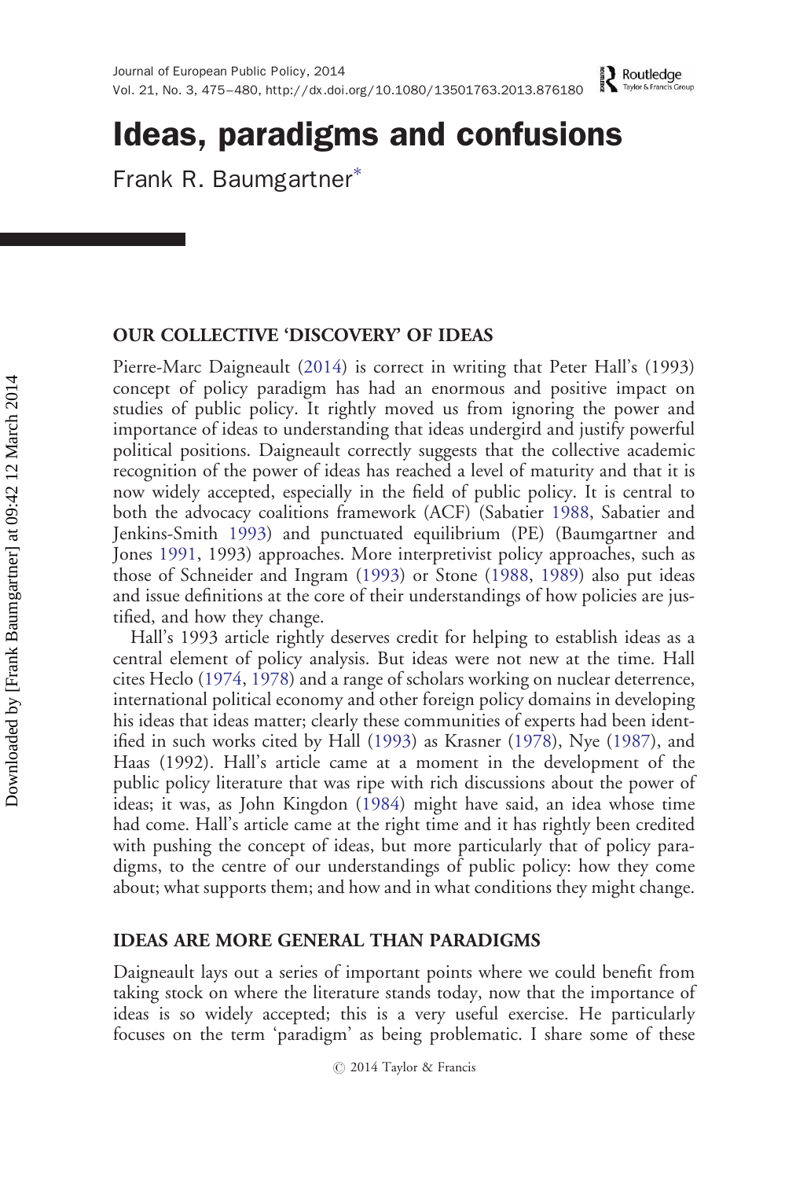# Ideas, paradigms and confusions

Frank R. Baumgartner*

## OUR COLLECTIVE 'DISCOVERY' OF IDEAS

Pierre-Marc Daigneault (2014) is correct in writing that Peter Hall's (1993) concept of policy paradigm has had an enormous and positive impact on studies of public policy. It rightly moved us from ignoring the power and importance of ideas to understanding that ideas undergird and justify powerful political positions. Daigneault correctly suggests that the collective academic recognition of the power of ideas has reached a level of maturity and that it is now widely accepted, especially in the field of public policy. It is central to both the advocacy coalitions framework (ACF) (Sabatier 1988, Sabatier and Jenkins-Smith 1993) and punctuated equilibrium (PE) (Baumgartner and Jones 1991, 1993) approaches. More interpretivist policy approaches, such as those of Schneider and Ingram (1993) or Stone (1988, 1989) also put ideas and issue definitions at the core of their understandings of how policies are justified, and how they change.

Hall's 1993 article rightly deserves credit for helping to establish ideas as a central element of policy analysis. But ideas were not new at the time. Hall cites Heclo (1974, 1978) and a range of scholars working on nuclear deterrence, international political economy and other foreign policy domains in developing his ideas that ideas matter; clearly these communities of experts had been identified in such works cited by Hall (1993) as Krasner (1978), Nye (1987), and Haas (1992). Hall's article came at a moment in the development of the public policy literature that was ripe with rich discussions about the power of ideas; it was, as John Kingdon (1984) might have said, an idea whose time had come. Hall's article came at the right time and it has rightly been credited with pushing the concept of ideas, but more particularly that of policy paradigms, to the centre of our understandings of public policy: how they come about; what supports them; and how and in what conditions they might change.

## IDEAS ARE MORE GENERAL THAN PARADIGMS

Daigneault lays out a series of important points where we could benefit from taking stock on where the literature stands today, now that the importance of ideas is so widely accepted; this is a very useful exercise. He particularly focuses on the term 'paradigm' as being problematic. I share some of these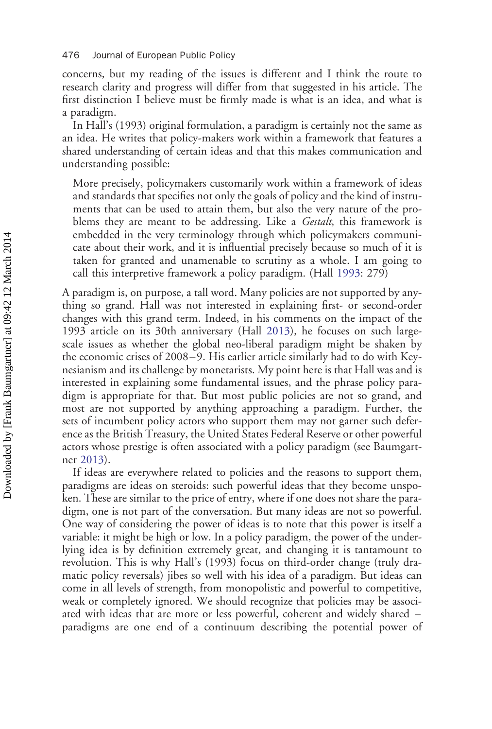concerns, but my reading of the issues is different and I think the route to research clarity and progress will differ from that suggested in his article. The first distinction I believe must be firmly made is what is an idea, and what is a paradigm.

In Hall's (1993) original formulation, a paradigm is certainly not the same as an idea. He writes that policy-makers work within a framework that features a shared understanding of certain ideas and that this makes communication and understanding possible:

> More precisely, policymakers customarily work within a framework of ideas and standards that specifies not only the goals of policy and the kind of instruments that can be used to attain them, but also the very nature of the problems they are meant to be addressing. Like a *Gestalt*, this framework is embedded in the very terminology through which policymakers communicate about their work, and it is influential precisely because so much of it is taken for granted and unamenable to scrutiny as a whole. I am going to call this interpretive framework a policy paradigm. (Hall 1993: 279)

A paradigm is, on purpose, a tall word. Many policies are not supported by anything so grand. Hall was not interested in explaining first- or second-order changes with this grand term. Indeed, in his comments on the impact of the 1993 article on its 30th anniversary (Hall 2013), he focuses on such large-scale issues as whether the global neo-liberal paradigm might be shaken by the economic crises of 2008–9. His earlier article similarly had to do with Keynesianism and its challenge by monetarists. My point here is that Hall was and is interested in explaining some fundamental issues, and the phrase policy paradigm is appropriate for that. But most public policies are not so grand, and most are not supported by anything approaching a paradigm. Further, the sets of incumbent policy actors who support them may not garner such deference as the British Treasury, the United States Federal Reserve or other powerful actors whose prestige is often associated with a policy paradigm (see Baumgartner 2013).

If ideas are everywhere related to policies and the reasons to support them, paradigms are ideas on steroids: such powerful ideas that they become unspoken. These are similar to the price of entry, where if one does not share the paradigm, one is not part of the conversation. But many ideas are not so powerful. One way of considering the power of ideas is to note that this power is itself a variable: it might be high or low. In a policy paradigm, the power of the underlying idea is by definition extremely great, and changing it is tantamount to revolution. This is why Hall's (1993) focus on third-order change (truly dramatic policy reversals) jibes so well with his idea of a paradigm. But ideas can come in all levels of strength, from monopolistic and powerful to competitive, weak or completely ignored. We should recognize that policies may be associated with ideas that are more or less powerful, coherent and widely shared – paradigms are one end of a continuum describing the potential power of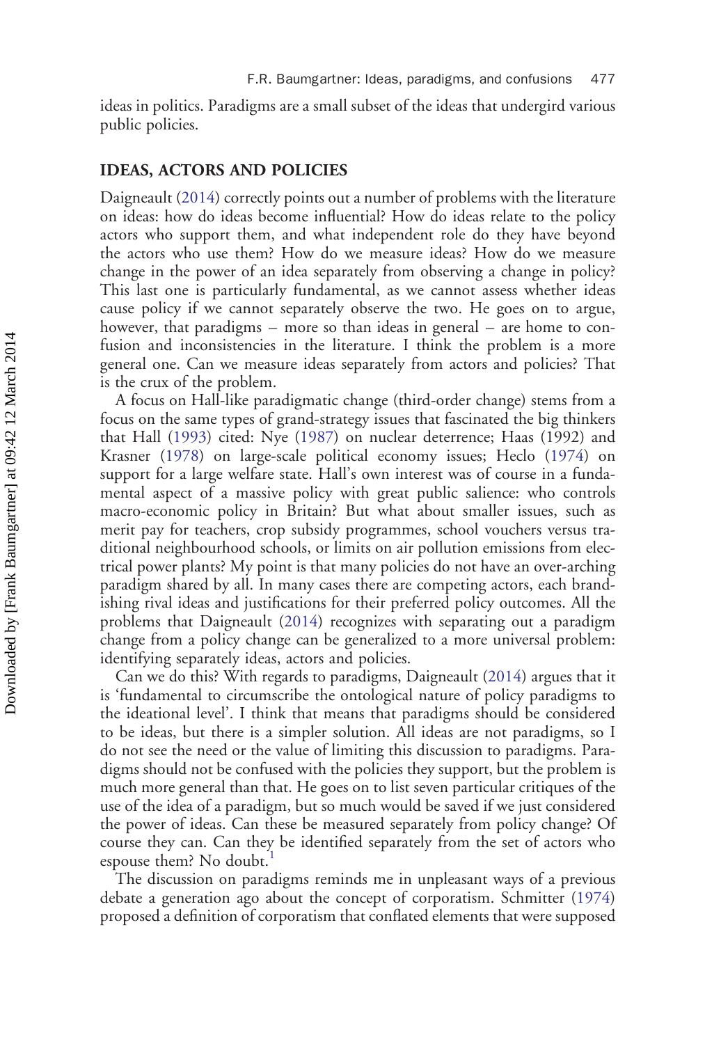ideas in politics. Paradigms are a small subset of the ideas that undergird various public policies.

## IDEAS, ACTORS AND POLICIES

Daigneault (2014) correctly points out a number of problems with the literature on ideas: how do ideas become influential? How do ideas relate to the policy actors who support them, and what independent role do they have beyond the actors who use them? How do we measure ideas? How do we measure change in the power of an idea separately from observing a change in policy? This last one is particularly fundamental, as we cannot assess whether ideas cause policy if we cannot separately observe the two. He goes on to argue, however, that paradigms – more so than ideas in general – are home to confusion and inconsistencies in the literature. I think the problem is a more general one. Can we measure ideas separately from actors and policies? That is the crux of the problem.

A focus on Hall-like paradigmatic change (third-order change) stems from a focus on the same types of grand-strategy issues that fascinated the big thinkers that Hall (1993) cited: Nye (1987) on nuclear deterrence; Haas (1992) and Krasner (1978) on large-scale political economy issues; Heclo (1974) on support for a large welfare state. Hall's own interest was of course in a fundamental aspect of a massive policy with great public salience: who controls macro-economic policy in Britain? But what about smaller issues, such as merit pay for teachers, crop subsidy programmes, school vouchers versus traditional neighbourhood schools, or limits on air pollution emissions from electrical power plants? My point is that many policies do not have an over-arching paradigm shared by all. In many cases there are competing actors, each brandishing rival ideas and justifications for their preferred policy outcomes. All the problems that Daigneault (2014) recognizes with separating out a paradigm change from a policy change can be generalized to a more universal problem: identifying separately ideas, actors and policies.

Can we do this? With regards to paradigms, Daigneault (2014) argues that it is 'fundamental to circumscribe the ontological nature of policy paradigms to the ideational level'. I think that means that paradigms should be considered to be ideas, but there is a simpler solution. All ideas are not paradigms, so I do not see the need or the value of limiting this discussion to paradigms. Paradigms should not be confused with the policies they support, but the problem is much more general than that. He goes on to list seven particular critiques of the use of the idea of a paradigm, but so much would be saved if we just considered the power of ideas. Can these be measured separately from policy change? Of course they can. Can they be identified separately from the set of actors who espouse them? No doubt.[1]

The discussion on paradigms reminds me in unpleasant ways of a previous debate a generation ago about the concept of corporatism. Schmitter (1974) proposed a definition of corporatism that conflated elements that were supposed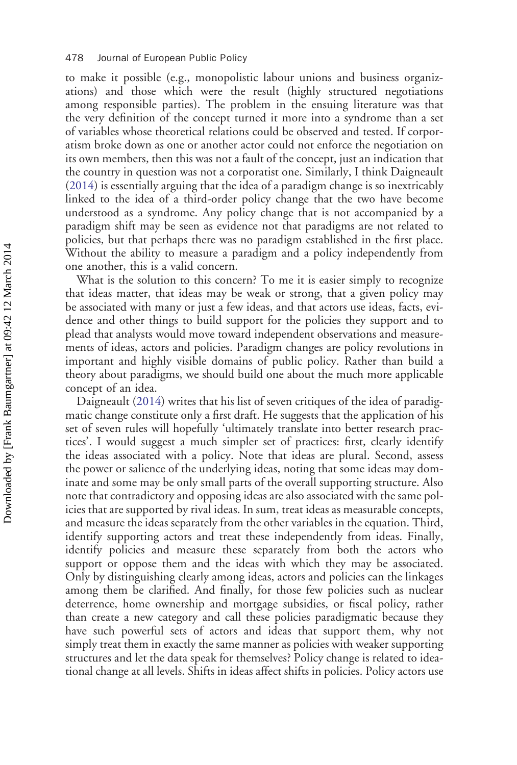to make it possible (e.g., monopolistic labour unions and business organizations) and those which were the result (highly structured negotiations among responsible parties). The problem in the ensuing literature was that the very definition of the concept turned it more into a syndrome than a set of variables whose theoretical relations could be observed and tested. If corporatism broke down as one or another actor could not enforce the negotiation on its own members, then this was not a fault of the concept, just an indication that the country in question was not a corporatist one. Similarly, I think Daigneault (2014) is essentially arguing that the idea of a paradigm change is so inextricably linked to the idea of a third-order policy change that the two have become understood as a syndrome. Any policy change that is not accompanied by a paradigm shift may be seen as evidence not that paradigms are not related to policies, but that perhaps there was no paradigm established in the first place. Without the ability to measure a paradigm and a policy independently from one another, this is a valid concern.

What is the solution to this concern? To me it is easier simply to recognize that ideas matter, that ideas may be weak or strong, that a given policy may be associated with many or just a few ideas, and that actors use ideas, facts, evidence and other things to build support for the policies they support and to plead that analysts would move toward independent observations and measurements of ideas, actors and policies. Paradigm changes are policy revolutions in important and highly visible domains of public policy. Rather than build a theory about paradigms, we should build one about the much more applicable concept of an idea.

Daigneault (2014) writes that his list of seven critiques of the idea of paradigmatic change constitute only a first draft. He suggests that the application of his set of seven rules will hopefully 'ultimately translate into better research practices'. I would suggest a much simpler set of practices: first, clearly identify the ideas associated with a policy. Note that ideas are plural. Second, assess the power or salience of the underlying ideas, noting that some ideas may dominate and some may be only small parts of the overall supporting structure. Also note that contradictory and opposing ideas are also associated with the same policies that are supported by rival ideas. In sum, treat ideas as measurable concepts, and measure the ideas separately from the other variables in the equation. Third, identify supporting actors and treat these independently from ideas. Finally, identify policies and measure these separately from both the actors who support or oppose them and the ideas with which they may be associated. Only by distinguishing clearly among ideas, actors and policies can the linkages among them be clarified. And finally, for those few policies such as nuclear deterrence, home ownership and mortgage subsidies, or fiscal policy, rather than create a new category and call these policies paradigmatic because they have such powerful sets of actors and ideas that support them, why not simply treat them in exactly the same manner as policies with weaker supporting structures and let the data speak for themselves? Policy change is related to ideational change at all levels. Shifts in ideas affect shifts in policies. Policy actors use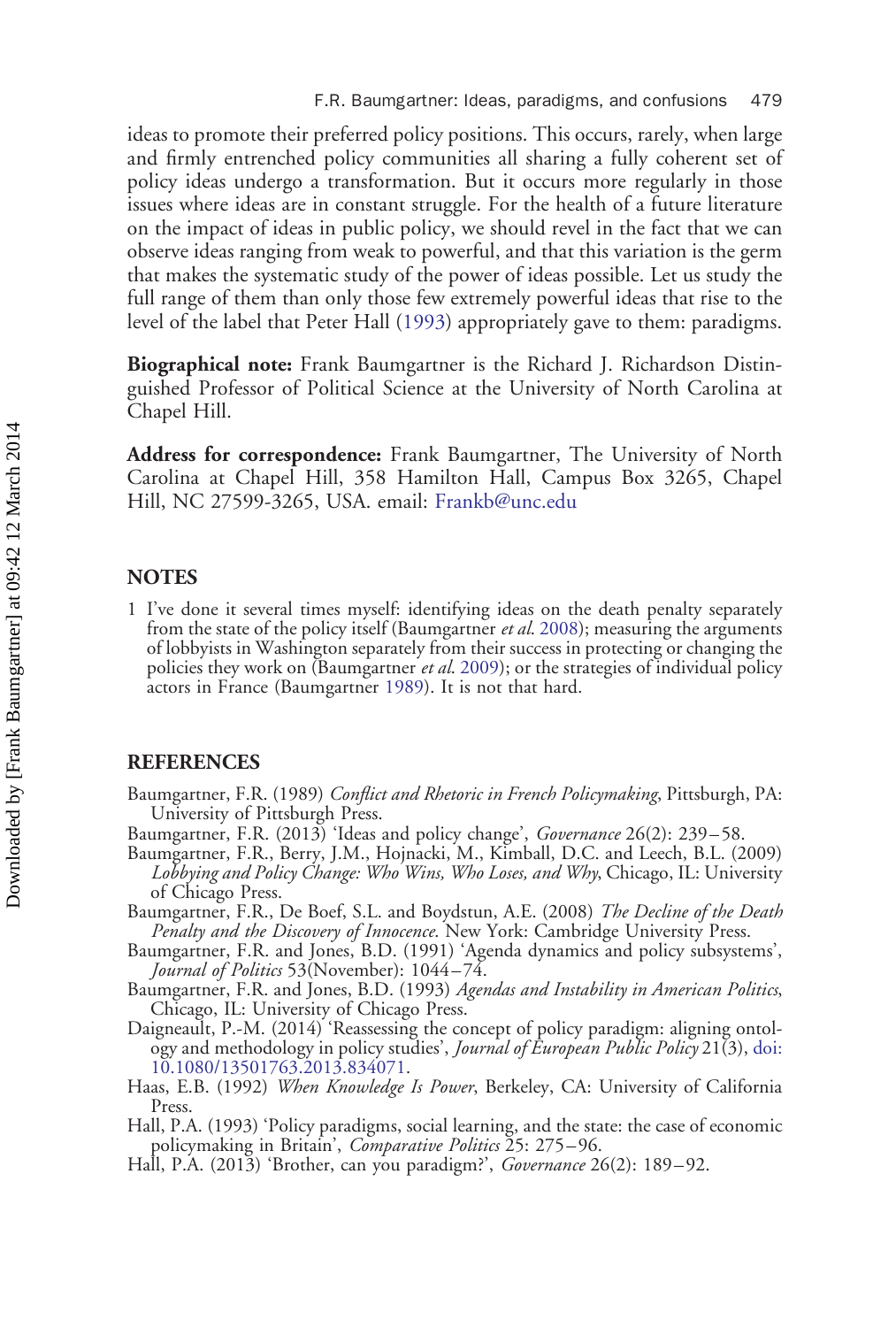ideas to promote their preferred policy positions. This occurs, rarely, when large and firmly entrenched policy communities all sharing a fully coherent set of policy ideas undergo a transformation. But it occurs more regularly in those issues where ideas are in constant struggle. For the health of a future literature on the impact of ideas in public policy, we should revel in the fact that we can observe ideas ranging from weak to powerful, and that this variation is the germ that makes the systematic study of the power of ideas possible. Let us study the full range of them than only those few extremely powerful ideas that rise to the level of the label that Peter Hall (1993) appropriately gave to them: paradigms.

**Biographical note:** Frank Baumgartner is the Richard J. Richardson Distinguished Professor of Political Science at the University of North Carolina at Chapel Hill.

**Address for correspondence:** Frank Baumgartner, The University of North Carolina at Chapel Hill, 358 Hamilton Hall, Campus Box 3265, Chapel Hill, NC 27599-3265, USA. email: Frankb@unc.edu

## NOTES

1 I've done it several times myself: identifying ideas on the death penalty separately from the state of the policy itself (Baumgartner *et al*. 2008); measuring the arguments of lobbyists in Washington separately from their success in protecting or changing the policies they work on (Baumgartner *et al*. 2009); or the strategies of individual policy actors in France (Baumgartner 1989). It is not that hard.

## REFERENCES

Baumgartner, F.R. (1989) *Conflict and Rhetoric in French Policymaking*, Pittsburgh, PA: University of Pittsburgh Press.

Baumgartner, F.R. (2013) 'Ideas and policy change', *Governance* 26(2): 239–58.

Baumgartner, F.R., Berry, J.M., Hojnacki, M., Kimball, D.C. and Leech, B.L. (2009) *Lobbying and Policy Change: Who Wins, Who Loses, and Why*, Chicago, IL: University of Chicago Press.

Baumgartner, F.R., De Boef, S.L. and Boydstun, A.E. (2008) *The Decline of the Death Penalty and the Discovery of Innocence*. New York: Cambridge University Press.

Baumgartner, F.R. and Jones, B.D. (1991) 'Agenda dynamics and policy subsystems', *Journal of Politics* 53(November): 1044–74.

Baumgartner, F.R. and Jones, B.D. (1993) *Agendas and Instability in American Politics*, Chicago, IL: University of Chicago Press.

Daigneault, P.-M. (2014) 'Reassessing the concept of policy paradigm: aligning ontology and methodology in policy studies', *Journal of European Public Policy* 21(3), doi: 10.1080/13501763.2013.834071.

Haas, E.B. (1992) *When Knowledge Is Power*, Berkeley, CA: University of California Press.

Hall, P.A. (1993) 'Policy paradigms, social learning, and the state: the case of economic policymaking in Britain', *Comparative Politics* 25: 275–96.

Hall, P.A. (2013) 'Brother, can you paradigm?', *Governance* 26(2): 189–92.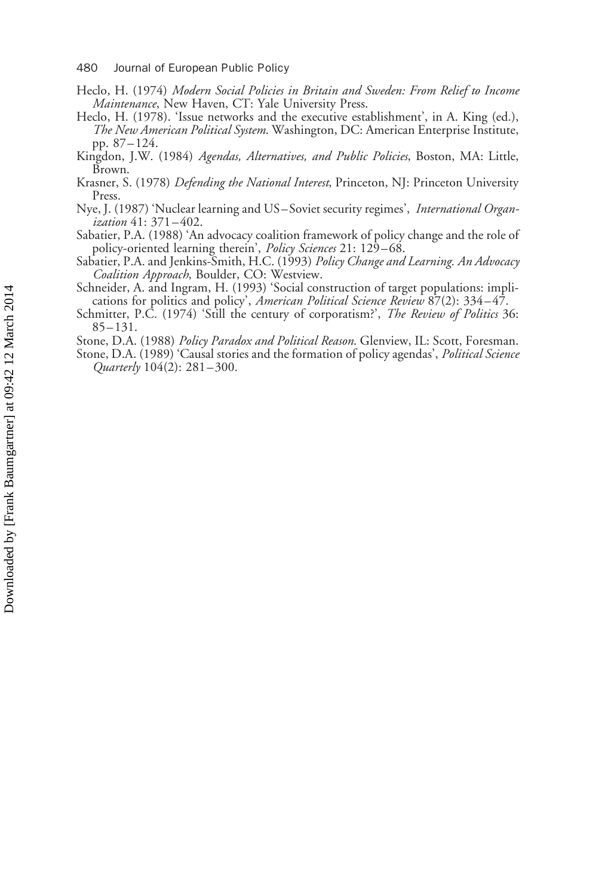Heclo, H. (1974) *Modern Social Policies in Britain and Sweden: From Relief to Income Maintenance*, New Haven, CT: Yale University Press.

Heclo, H. (1978). 'Issue networks and the executive establishment', in A. King (ed.), *The New American Political System*. Washington, DC: American Enterprise Institute, pp. 87–124.

Kingdon, J.W. (1984) *Agendas, Alternatives, and Public Policies*, Boston, MA: Little, Brown.

Krasner, S. (1978) *Defending the National Interest*, Princeton, NJ: Princeton University Press.

Nye, J. (1987) 'Nuclear learning and US–Soviet security regimes', *International Organization* 41: 371–402.

Sabatier, P.A. (1988) 'An advocacy coalition framework of policy change and the role of policy-oriented learning therein', *Policy Sciences* 21: 129–68.

Sabatier, P.A. and Jenkins-Smith, H.C. (1993) *Policy Change and Learning. An Advocacy Coalition Approach*, Boulder, CO: Westview.

Schneider, A. and Ingram, H. (1993) 'Social construction of target populations: implications for politics and policy', *American Political Science Review* 87(2): 334–47.

Schmitter, P.C. (1974) 'Still the century of corporatism?', *The Review of Politics* 36: 85–131.

Stone, D.A. (1988) *Policy Paradox and Political Reason*. Glenview, IL: Scott, Foresman.

Stone, D.A. (1989) 'Causal stories and the formation of policy agendas', *Political Science Quarterly* 104(2): 281–300.